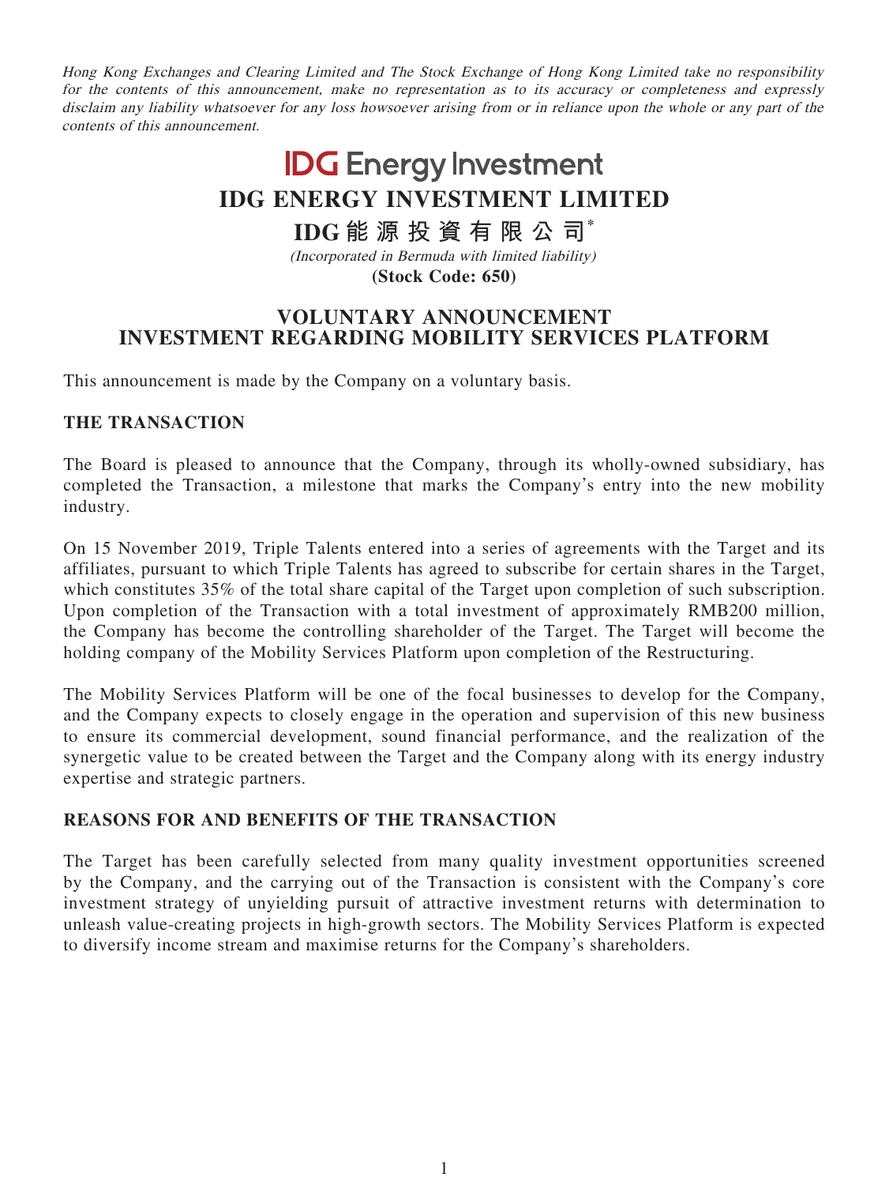*Hong Kong Exchanges and Clearing Limited and The Stock Exchange of Hong Kong Limited take no responsibility for the contents of this announcement, make no representation as to its accuracy or completeness and expressly disclaim any liability whatsoever for any loss howsoever arising from or in reliance upon the whole or any part of the contents of this announcement.*

IDG Energy Investment

# IDG ENERGY INVESTMENT LIMITED

# IDG能源投資有限公司*

*(Incorporated in Bermuda with limited liability)*

**(Stock Code: 650)**

## VOLUNTARY ANNOUNCEMENT
## INVESTMENT REGARDING MOBILITY SERVICES PLATFORM

This announcement is made by the Company on a voluntary basis.

### THE TRANSACTION

The Board is pleased to announce that the Company, through its wholly-owned subsidiary, has completed the Transaction, a milestone that marks the Company's entry into the new mobility industry.

On 15 November 2019, Triple Talents entered into a series of agreements with the Target and its affiliates, pursuant to which Triple Talents has agreed to subscribe for certain shares in the Target, which constitutes 35% of the total share capital of the Target upon completion of such subscription. Upon completion of the Transaction with a total investment of approximately RMB200 million, the Company has become the controlling shareholder of the Target. The Target will become the holding company of the Mobility Services Platform upon completion of the Restructuring.

The Mobility Services Platform will be one of the focal businesses to develop for the Company, and the Company expects to closely engage in the operation and supervision of this new business to ensure its commercial development, sound financial performance, and the realization of the synergetic value to be created between the Target and the Company along with its energy industry expertise and strategic partners.

### REASONS FOR AND BENEFITS OF THE TRANSACTION

The Target has been carefully selected from many quality investment opportunities screened by the Company, and the carrying out of the Transaction is consistent with the Company's core investment strategy of unyielding pursuit of attractive investment returns with determination to unleash value-creating projects in high-growth sectors. The Mobility Services Platform is expected to diversify income stream and maximise returns for the Company's shareholders.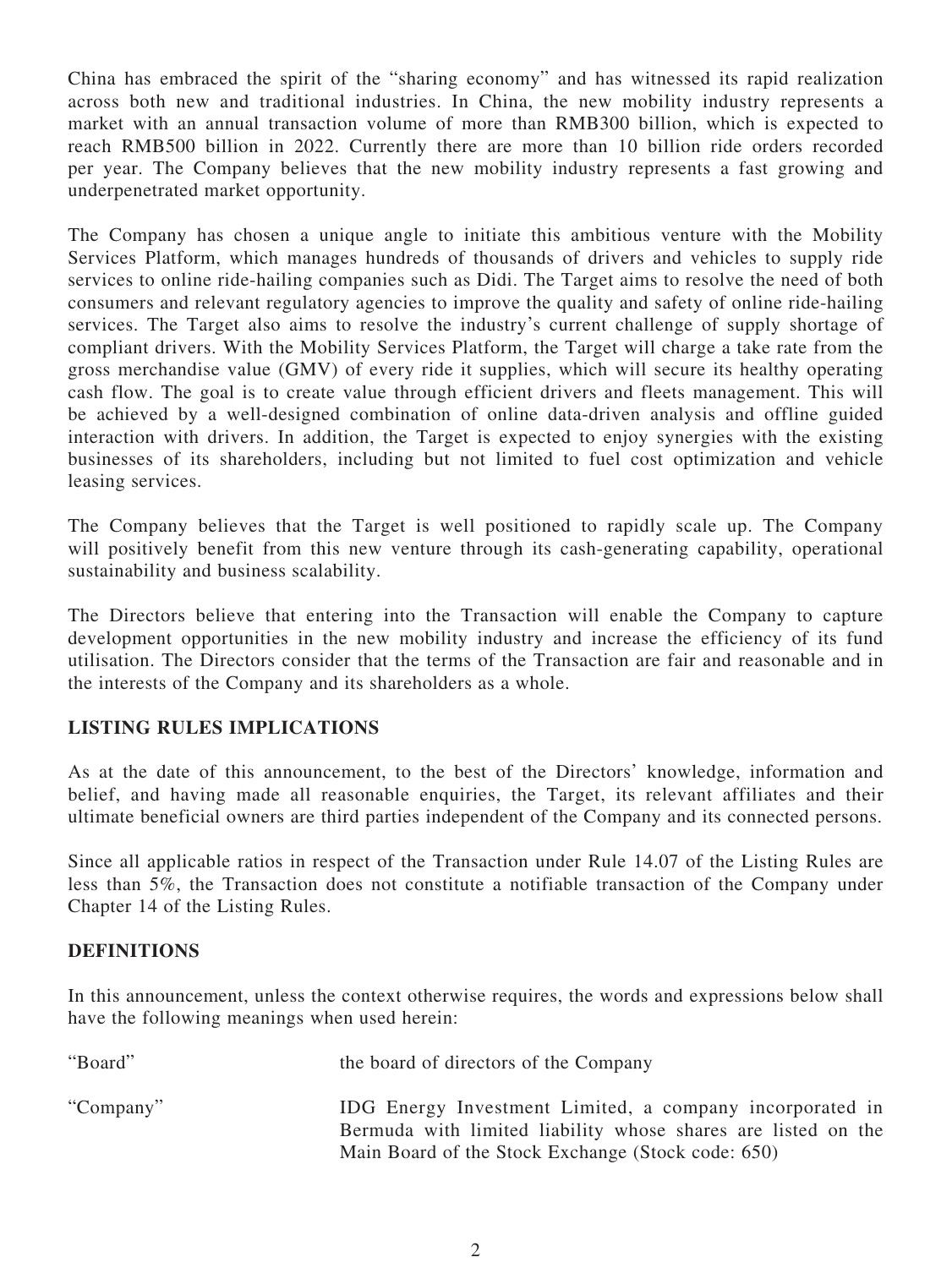China has embraced the spirit of the "sharing economy" and has witnessed its rapid realization across both new and traditional industries. In China, the new mobility industry represents a market with an annual transaction volume of more than RMB300 billion, which is expected to reach RMB500 billion in 2022. Currently there are more than 10 billion ride orders recorded per year. The Company believes that the new mobility industry represents a fast growing and underpenetrated market opportunity.

The Company has chosen a unique angle to initiate this ambitious venture with the Mobility Services Platform, which manages hundreds of thousands of drivers and vehicles to supply ride services to online ride-hailing companies such as Didi. The Target aims to resolve the need of both consumers and relevant regulatory agencies to improve the quality and safety of online ride-hailing services. The Target also aims to resolve the industry's current challenge of supply shortage of compliant drivers. With the Mobility Services Platform, the Target will charge a take rate from the gross merchandise value (GMV) of every ride it supplies, which will secure its healthy operating cash flow. The goal is to create value through efficient drivers and fleets management. This will be achieved by a well-designed combination of online data-driven analysis and offline guided interaction with drivers. In addition, the Target is expected to enjoy synergies with the existing businesses of its shareholders, including but not limited to fuel cost optimization and vehicle leasing services.

The Company believes that the Target is well positioned to rapidly scale up. The Company will positively benefit from this new venture through its cash-generating capability, operational sustainability and business scalability.

The Directors believe that entering into the Transaction will enable the Company to capture development opportunities in the new mobility industry and increase the efficiency of its fund utilisation. The Directors consider that the terms of the Transaction are fair and reasonable and in the interests of the Company and its shareholders as a whole.

## LISTING RULES IMPLICATIONS

As at the date of this announcement, to the best of the Directors' knowledge, information and belief, and having made all reasonable enquiries, the Target, its relevant affiliates and their ultimate beneficial owners are third parties independent of the Company and its connected persons.

Since all applicable ratios in respect of the Transaction under Rule 14.07 of the Listing Rules are less than 5%, the Transaction does not constitute a notifiable transaction of the Company under Chapter 14 of the Listing Rules.

## DEFINITIONS

In this announcement, unless the context otherwise requires, the words and expressions below shall have the following meanings when used herein:

| | |
|---|---|
| "Board" | the board of directors of the Company |
| "Company" | IDG Energy Investment Limited, a company incorporated in Bermuda with limited liability whose shares are listed on the Main Board of the Stock Exchange (Stock code: 650) |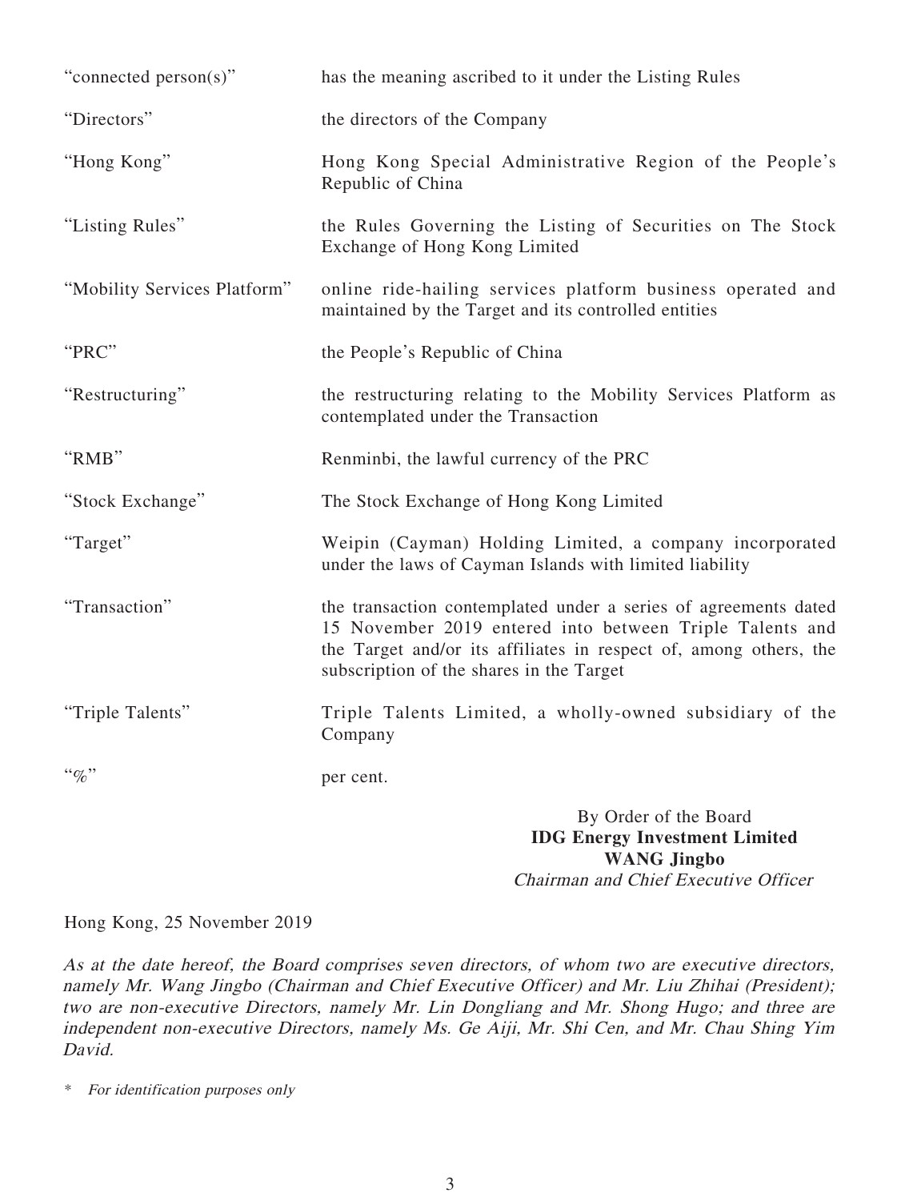| | |
|---|---|
| "connected person(s)" | has the meaning ascribed to it under the Listing Rules |
| "Directors" | the directors of the Company |
| "Hong Kong" | Hong Kong Special Administrative Region of the People's Republic of China |
| "Listing Rules" | the Rules Governing the Listing of Securities on The Stock Exchange of Hong Kong Limited |
| "Mobility Services Platform" | online ride-hailing services platform business operated and maintained by the Target and its controlled entities |
| "PRC" | the People's Republic of China |
| "Restructuring" | the restructuring relating to the Mobility Services Platform as contemplated under the Transaction |
| "RMB" | Renminbi, the lawful currency of the PRC |
| "Stock Exchange" | The Stock Exchange of Hong Kong Limited |
| "Target" | Weipin (Cayman) Holding Limited, a company incorporated under the laws of Cayman Islands with limited liability |
| "Transaction" | the transaction contemplated under a series of agreements dated 15 November 2019 entered into between Triple Talents and the Target and/or its affiliates in respect of, among others, the subscription of the shares in the Target |
| "Triple Talents" | Triple Talents Limited, a wholly-owned subsidiary of the Company |
| "%" | per cent. |

By Order of the Board
**IDG Energy Investment Limited**
**WANG Jingbo**
*Chairman and Chief Executive Officer*

Hong Kong, 25 November 2019

*As at the date hereof, the Board comprises seven directors, of whom two are executive directors, namely Mr. Wang Jingbo (Chairman and Chief Executive Officer) and Mr. Liu Zhihai (President); two are non-executive Directors, namely Mr. Lin Dongliang and Mr. Shong Hugo; and three are independent non-executive Directors, namely Ms. Ge Aiji, Mr. Shi Cen, and Mr. Chau Shing Yim David.*

\* *For identification purposes only*